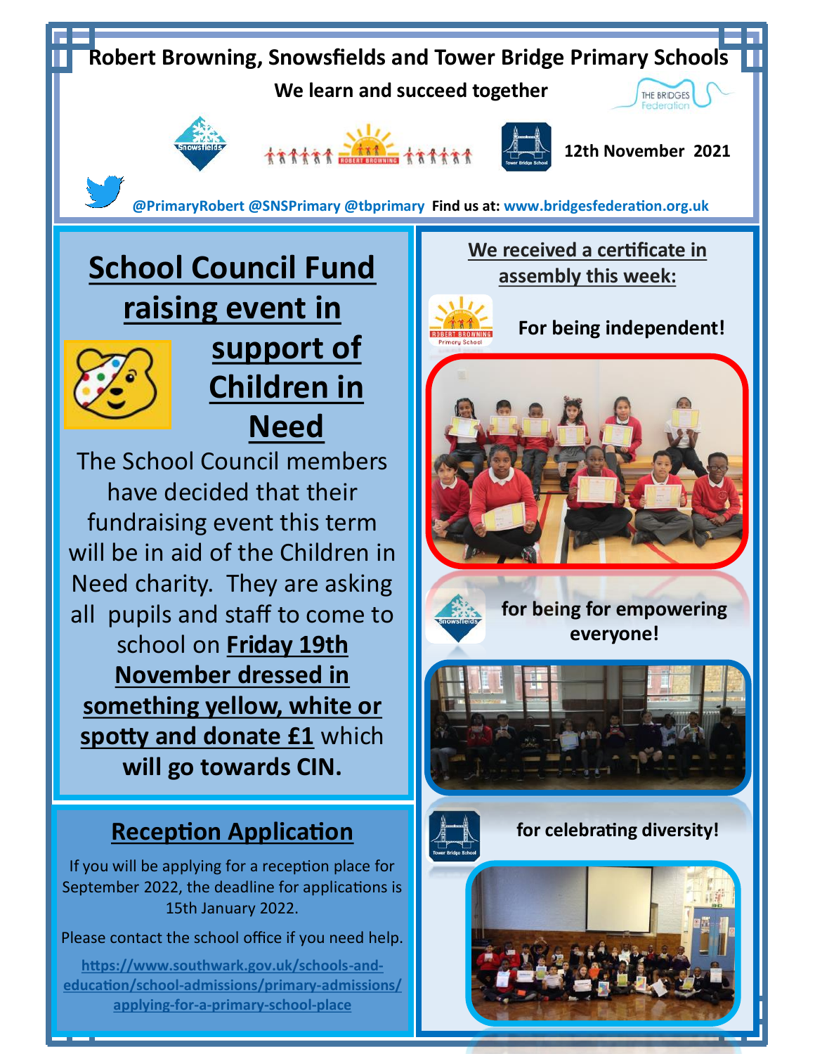# Robert Browning, Snowsfields and Tower Bridge Primary Schools

**We learn and succeed together**

THE BRIDGES Federation

**12th November 2021**

**@PrimaryRobert @SNSPrimary @tbprimary Find us at: www.bridgesfederation.org.uk**

## School Council Fund raising event in support of Children in Need

The School Council members have decided that their fundraising event this term will be in aid of the Children in Need charity. They are asking all pupils and staff to come to school on **Friday 19th November dressed in something yellow, white or spotty and donate £1** which **will go towards CIN.**

## Reception Application

If you will be applying for a reception place for September 2022, the deadline for applications is 15th January 2022.

Please contact the school office if you need help.

**https://www.southwark.gov.uk/schools-and-education/school-admissions/primary-admissions/applying-for-a-primary-school-place**

## We received a certificate in assembly this week:

**For being independent!**

**for being for empowering everyone!**

**for celebrating diversity!**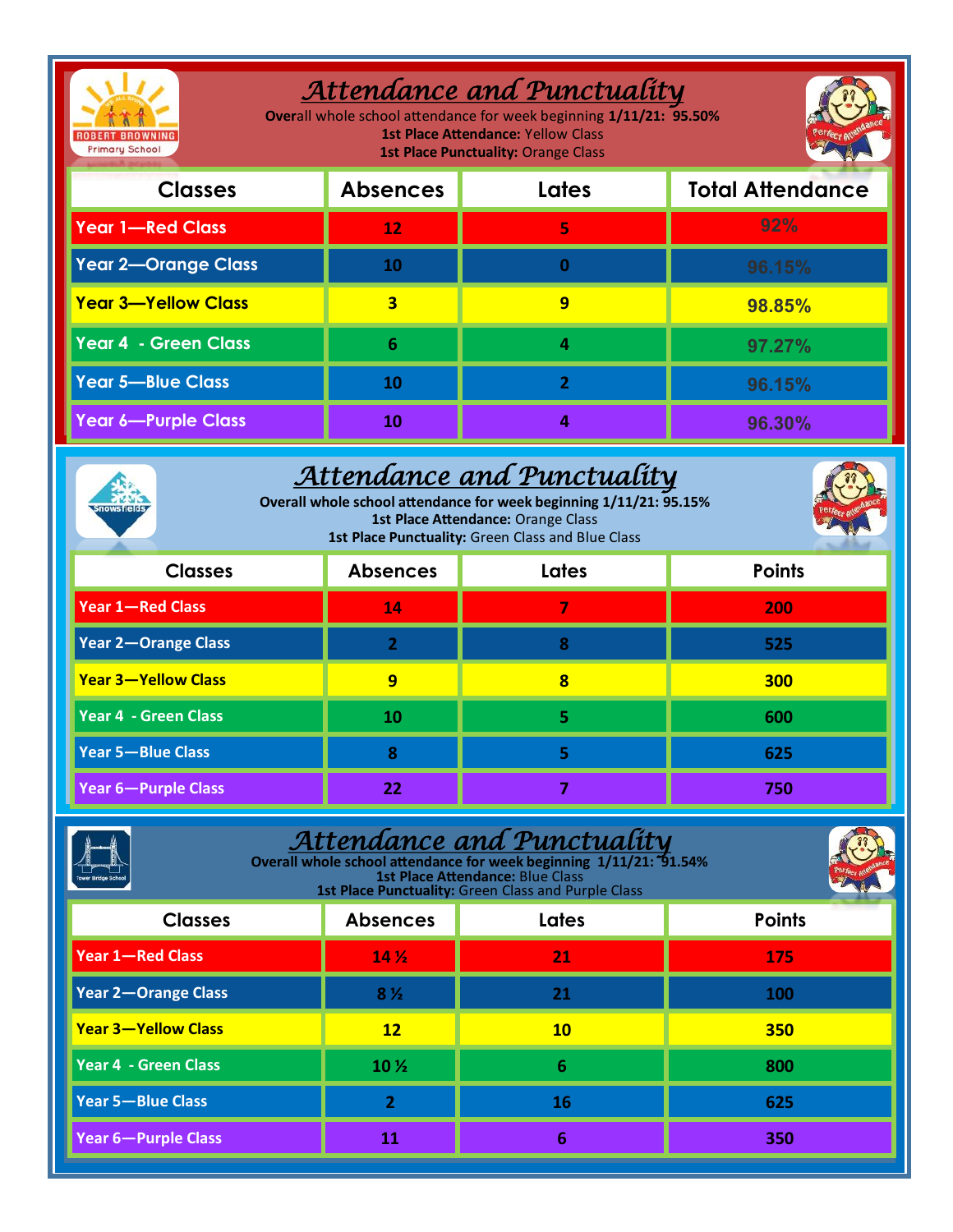# Attendance and Punctuality

ROBERT BROWNING Primary School

**Over**all whole school attendance for week beginning **1/11/21: 95.50%**

**1st Place Attendance:** Yellow Class

**1st Place Punctuality:** Orange Class

Perfect Attendance

| Classes | Absences | Lates | Total Attendance |
|---|---|---|---|
| Year 1—Red Class | 12 | 5 | 92% |
| Year 2—Orange Class | 10 | 0 | 96.15% |
| Year 3—Yellow Class | 3 | 9 | 98.85% |
| Year 4 - Green Class | 6 | 4 | 97.27% |
| Year 5—Blue Class | 10 | 2 | 96.15% |
| Year 6—Purple Class | 10 | 4 | 96.30% |

# Attendance and Punctuality

Snowsfields

**Overall whole school attendance for week beginning 1/11/21: 95.15%**

**1st Place Attendance:** Orange Class

**1st Place Punctuality:** Green Class and Blue Class

Perfect Attendance

| Classes | Absences | Lates | Points |
|---|---|---|---|
| Year 1—Red Class | 14 | 7 | 200 |
| Year 2—Orange Class | 2 | 8 | 525 |
| Year 3—Yellow Class | 9 | 8 | 300 |
| Year 4 - Green Class | 10 | 5 | 600 |
| Year 5—Blue Class | 8 | 5 | 625 |
| Year 6—Purple Class | 22 | 7 | 750 |

# Attendance and Punctuality

Tower Bridge School

**Overall whole school attendance for week beginning 1/11/21: 91.54%**

**1st Place Attendance:** Blue Class

**1st Place Punctuality:** Green Class and Purple Class

Perfect Attendance

| Classes | Absences | Lates | Points |
|---|---|---|---|
| Year 1—Red Class | 14 ½ | 21 | 175 |
| Year 2—Orange Class | 8 ½ | 21 | 100 |
| Year 3—Yellow Class | 12 | 10 | 350 |
| Year 4 - Green Class | 10 ½ | 6 | 800 |
| Year 5—Blue Class | 2 | 16 | 625 |
| Year 6—Purple Class | 11 | 6 | 350 |